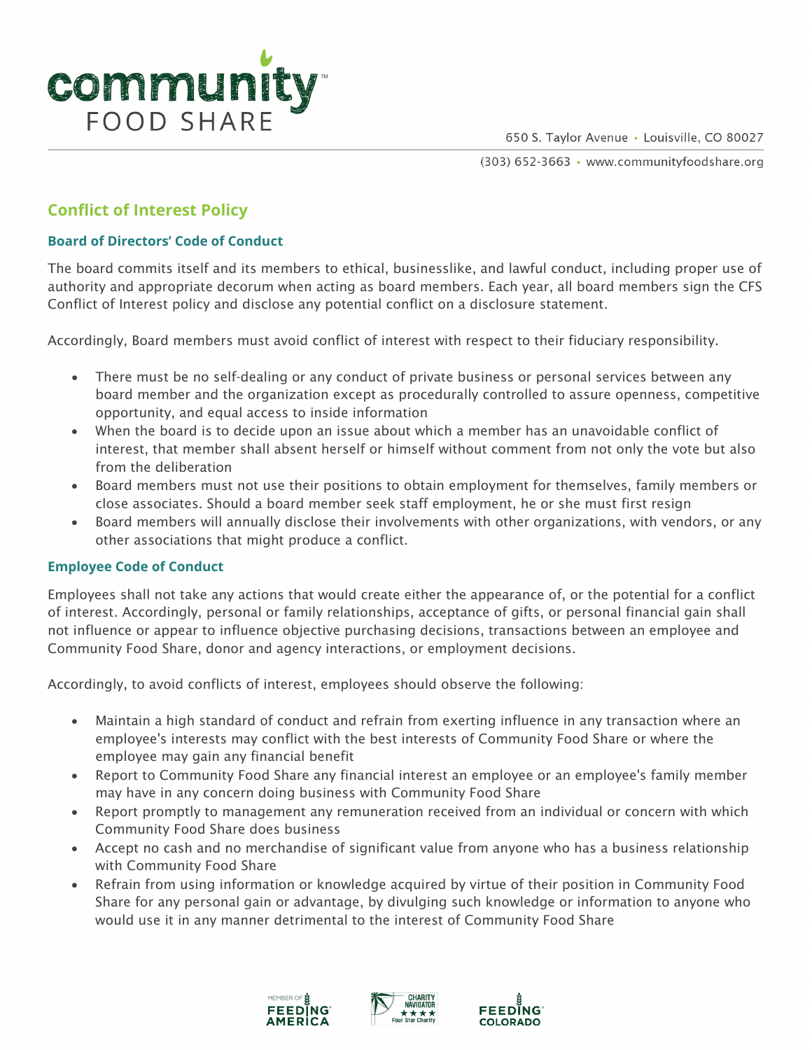# Conflict of Interest Policy

## Board of Directors' Code of Conduct

The board commits itself and its members to ethical, businesslike, and lawful conduct, including proper use of authority and appropriate decorum when acting as board members. Each year, all board members sign the CFS Conflict of Interest policy and disclose any potential conflict on a disclosure statement.

Accordingly, Board members must avoid conflict of interest with respect to their fiduciary responsibility.

- There must be no self-dealing or any conduct of private business or personal services between any board member and the organization except as procedurally controlled to assure openness, competitive opportunity, and equal access to inside information
- When the board is to decide upon an issue about which a member has an unavoidable conflict of interest, that member shall absent herself or himself without comment from not only the vote but also from the deliberation
- Board members must not use their positions to obtain employment for themselves, family members or close associates. Should a board member seek staff employment, he or she must first resign
- Board members will annually disclose their involvements with other organizations, with vendors, or any other associations that might produce a conflict.

## Employee Code of Conduct

Employees shall not take any actions that would create either the appearance of, or the potential for a conflict of interest. Accordingly, personal or family relationships, acceptance of gifts, or personal financial gain shall not influence or appear to influence objective purchasing decisions, transactions between an employee and Community Food Share, donor and agency interactions, or employment decisions.

Accordingly, to avoid conflicts of interest, employees should observe the following:

- Maintain a high standard of conduct and refrain from exerting influence in any transaction where an employee's interests may conflict with the best interests of Community Food Share or where the employee may gain any financial benefit
- Report to Community Food Share any financial interest an employee or an employee's family member may have in any concern doing business with Community Food Share
- Report promptly to management any remuneration received from an individual or concern with which Community Food Share does business
- Accept no cash and no merchandise of significant value from anyone who has a business relationship with Community Food Share
- Refrain from using information or knowledge acquired by virtue of their position in Community Food Share for any personal gain or advantage, by divulging such knowledge or information to anyone who would use it in any manner detrimental to the interest of Community Food Share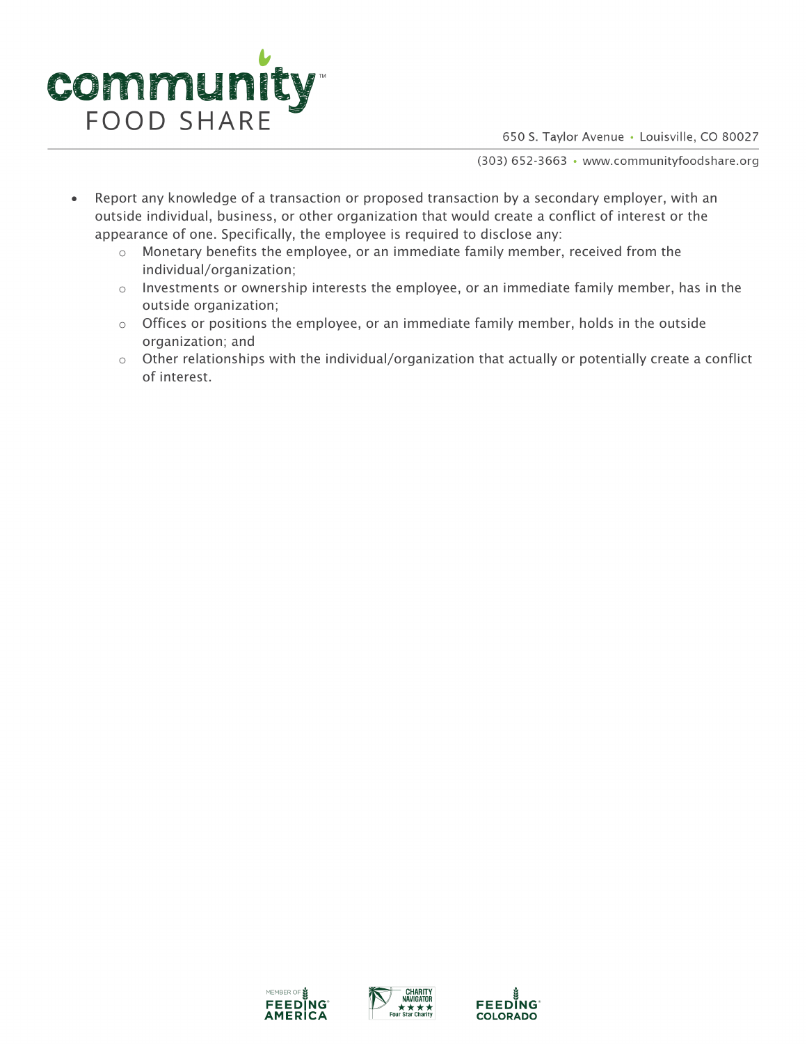- Report any knowledge of a transaction or proposed transaction by a secondary employer, with an outside individual, business, or other organization that would create a conflict of interest or the appearance of one. Specifically, the employee is required to disclose any:
  - Monetary benefits the employee, or an immediate family member, received from the individual/organization;
  - Investments or ownership interests the employee, or an immediate family member, has in the outside organization;
  - Offices or positions the employee, or an immediate family member, holds in the outside organization; and
  - Other relationships with the individual/organization that actually or potentially create a conflict of interest.